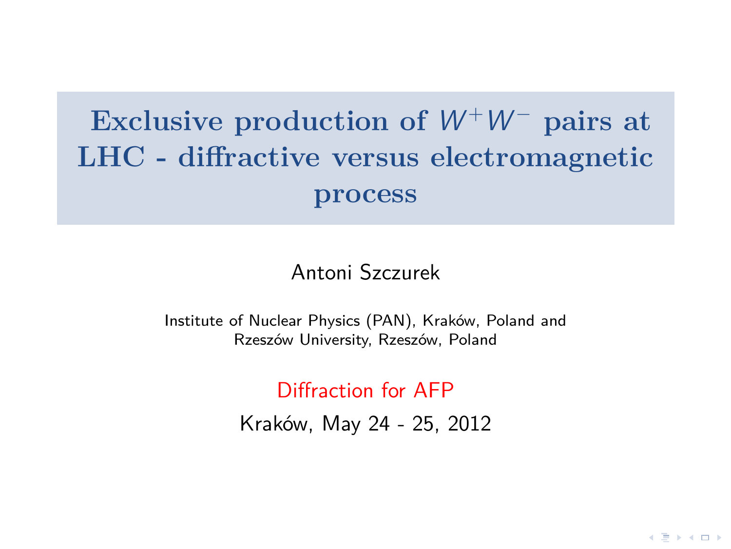# Exclusive production of $W^+W^-$ pairs at LHC - diffractive versus electromagnetic process

Antoni Szczurek

Institute of Nuclear Physics (PAN), Kraków, Poland and
Rzeszów University, Rzeszów, Poland

Diffraction for AFP

Kraków, May 24 - 25, 2012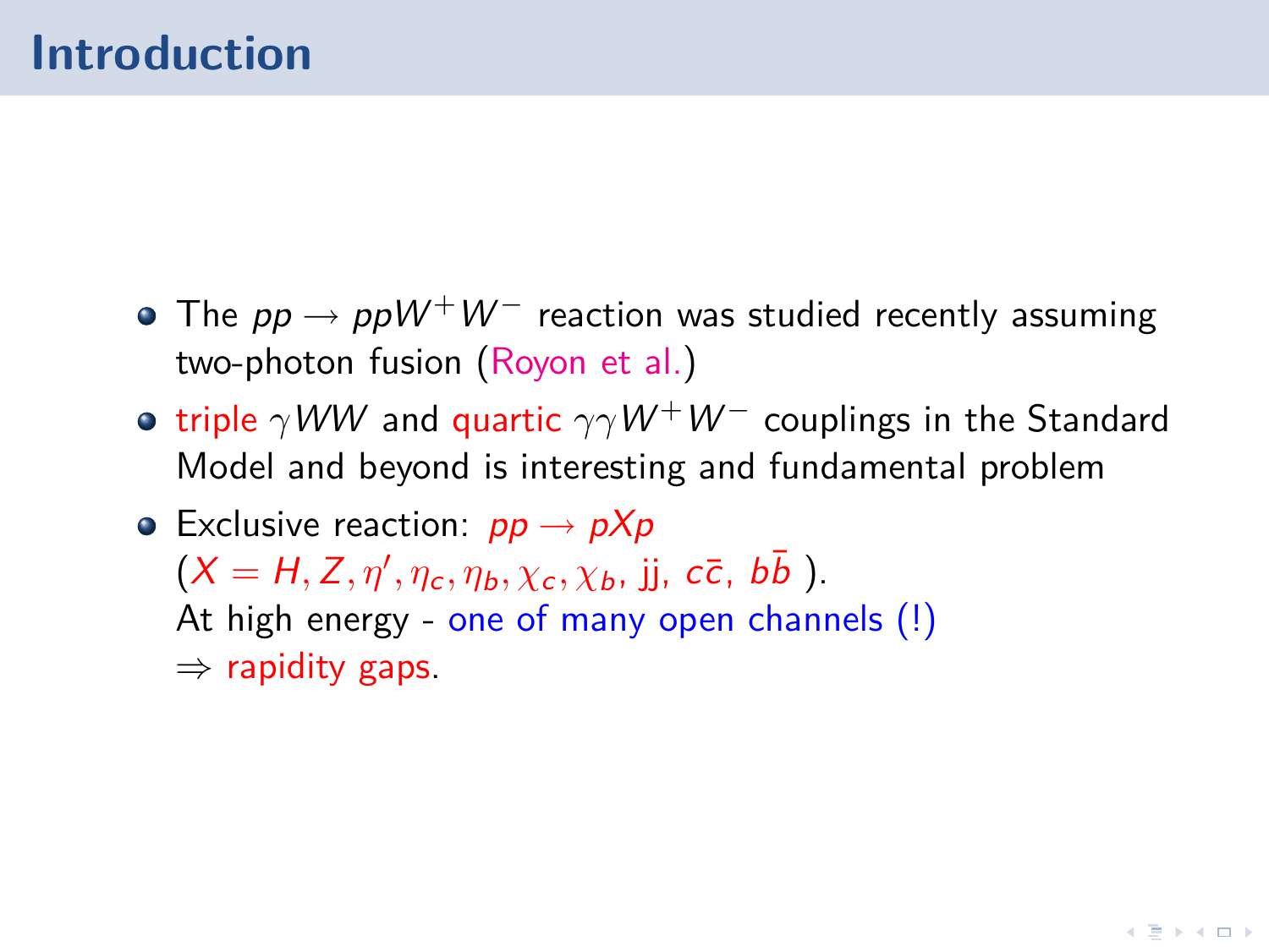# Introduction

- The $pp \to ppW^+W^-$ reaction was studied recently assuming two-photon fusion (Royon et al.)
- triple $\gamma WW$ and quartic $\gamma\gamma W^+W^-$ couplings in the Standard Model and beyond is interesting and fundamental problem
- Exclusive reaction: $pp \to pXp$
  ($X = H, Z, \eta', \eta_c, \eta_b, \chi_c, \chi_b$, jj, $c\bar{c}$, $b\bar{b}$ ).
  At high energy - one of many open channels (!)
  $\Rightarrow$ rapidity gaps.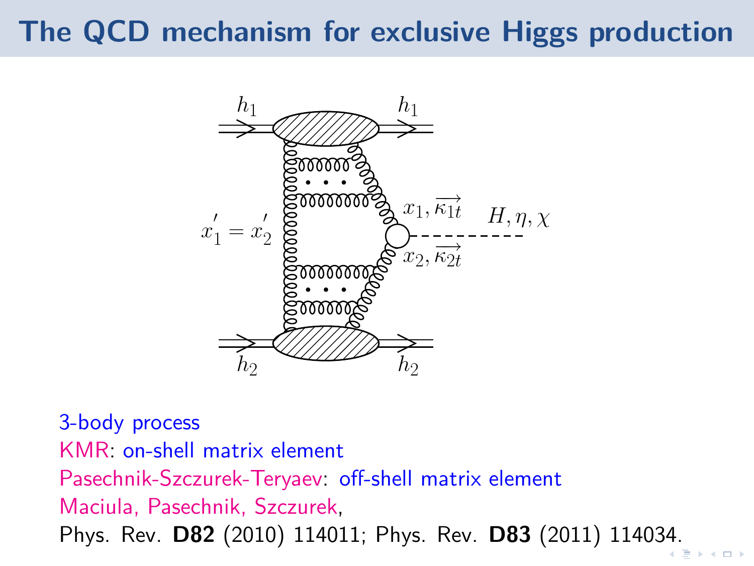# The QCD mechanism for exclusive Higgs production

3-body process

KMR: on-shell matrix element

Pasechnik-Szczurek-Teryaev: off-shell matrix element

Maciula, Pasechnik, Szczurek,

Phys. Rev. **D82** (2010) 114011; Phys. Rev. **D83** (2011) 114034.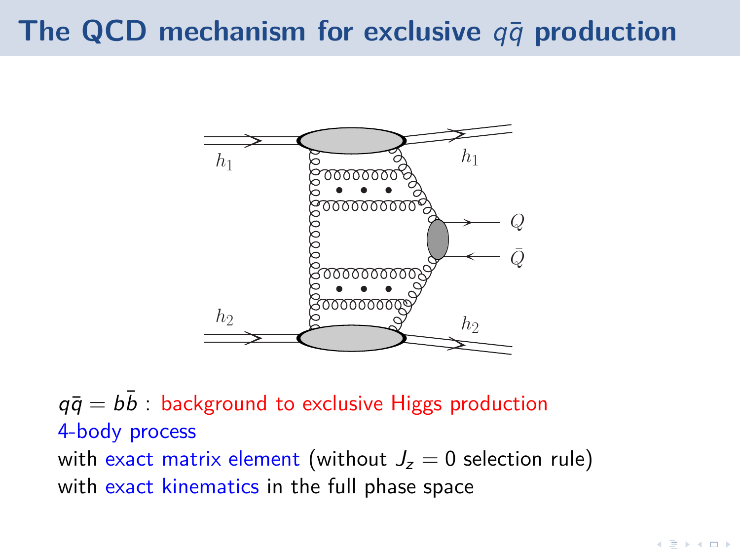# The QCD mechanism for exclusive $q\bar{q}$ production

$q\bar{q} = b\bar{b}$ : background to exclusive Higgs production
4-body process
with exact matrix element (without $J_z = 0$ selection rule)
with exact kinematics in the full phase space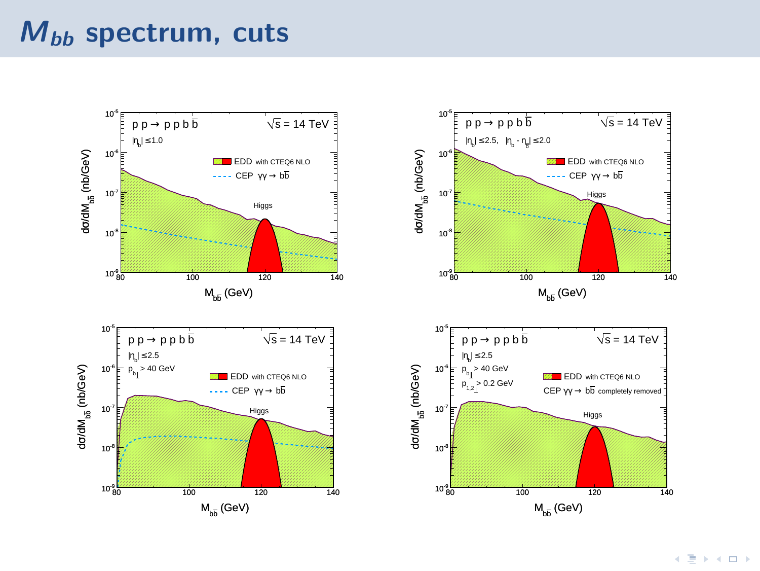# $M_{bb}$ spectrum, cuts

$pp \to pp b\bar{b}$, $\sqrt{s} = 14$ TeV, $|\eta_b| \le 1.0$

EDD with CTEQ6 NLO
CEP $\gamma\gamma \to b\bar{b}$

Higgs

$d\sigma/dM_{b\bar{b}}$ (nb/GeV) vs. $M_{b\bar{b}}$ (GeV)

$pp \to pp b\bar{b}$, $\sqrt{s} = 14$ TeV, $|\eta_b| \le 2.5$, $|\eta_b - \eta_{\bar{b}}| \le 2.0$

EDD with CTEQ6 NLO
CEP $\gamma\gamma \to b\bar{b}$

Higgs

$d\sigma/dM_{b\bar{b}}$ (nb/GeV) vs. $M_{b\bar{b}}$ (GeV)

$pp \to pp b\bar{b}$, $\sqrt{s} = 14$ TeV, $|\eta_b| \le 2.5$, $p_{b\perp} > 40$ GeV

EDD with CTEQ6 NLO
CEP $\gamma\gamma \to b\bar{b}$

Higgs

$d\sigma/dM_{b\bar{b}}$ (nb/GeV) vs. $M_{b\bar{b}}$ (GeV)

$pp \to pp b\bar{b}$, $\sqrt{s} = 14$ TeV, $|\eta_b| \le 2.5$, $p_{b\perp} > 40$ GeV, $p_{1,2\perp} > 0.2$ GeV

EDD with CTEQ6 NLO
CEP $\gamma\gamma \to b\bar{b}$ completely removed

Higgs

$d\sigma/dM_{b\bar{b}}$ (nb/GeV) vs. $M_{b\bar{b}}$ (GeV)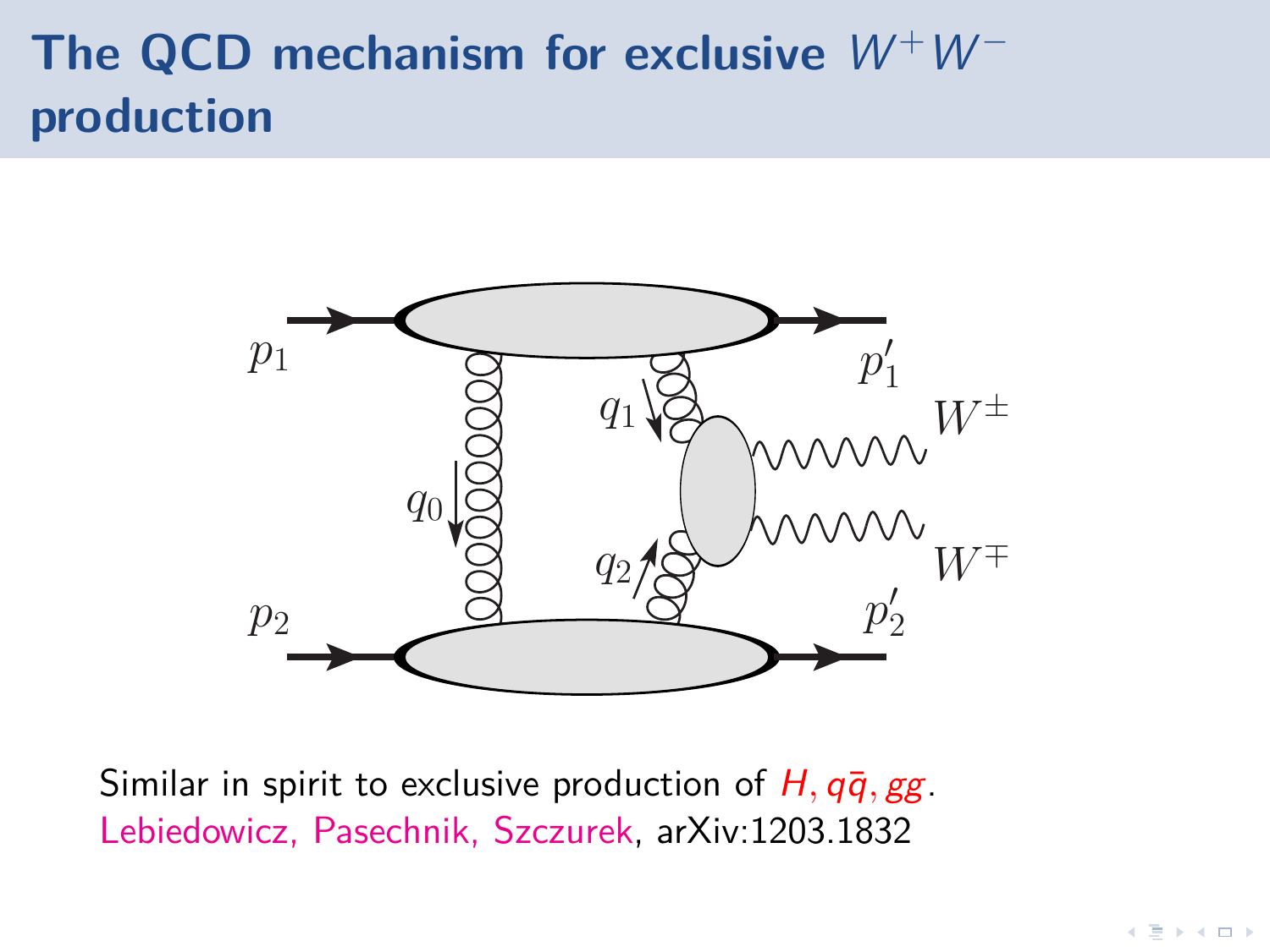# The QCD mechanism for exclusive $W^+W^-$ production

Similar in spirit to exclusive production of $H, q\bar{q}, gg$.
Lebiedowicz, Pasechnik, Szczurek, arXiv:1203.1832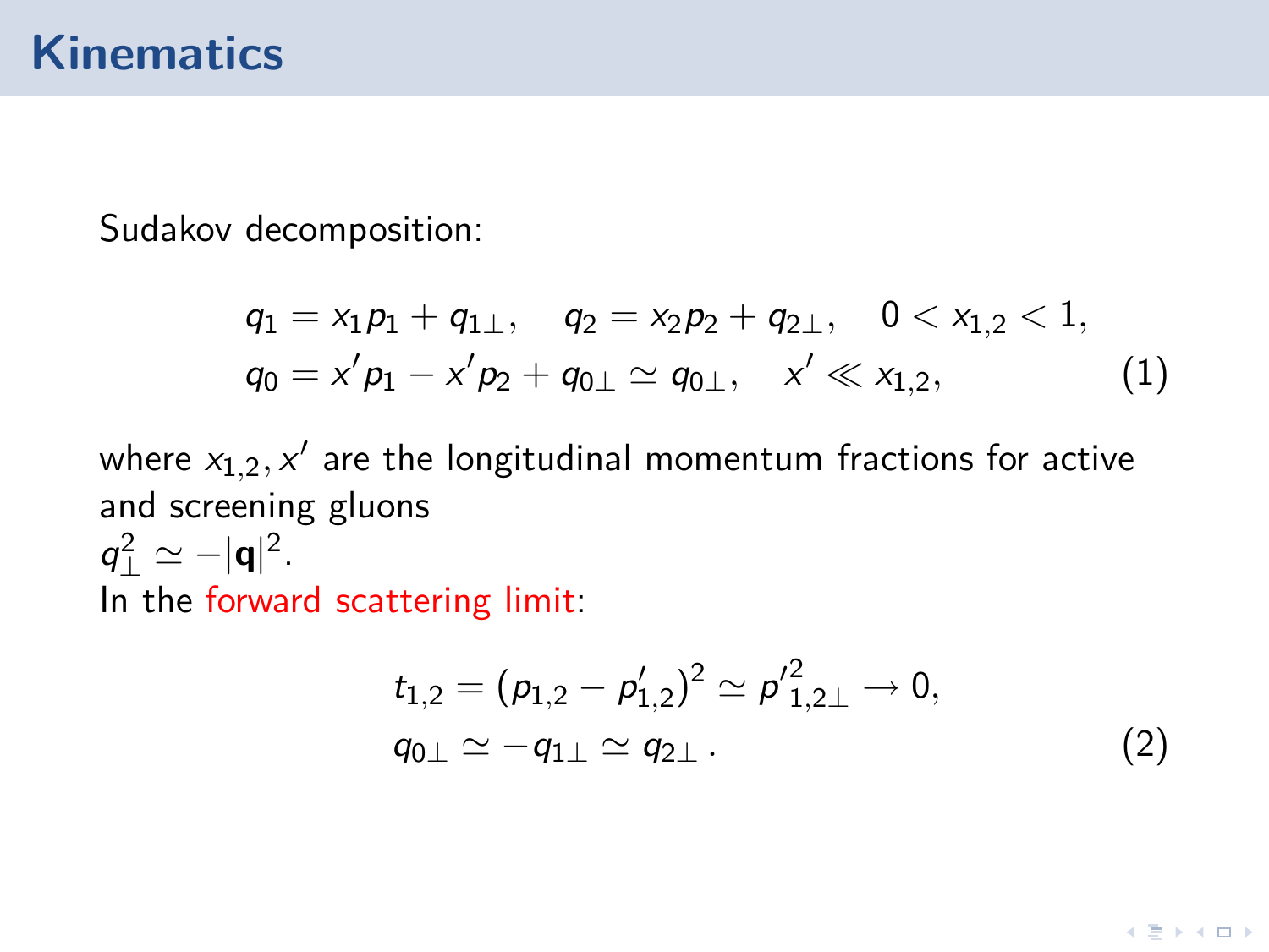# Kinematics

Sudakov decomposition:

$$
\begin{aligned}
&q_1 = x_1 p_1 + q_{1\perp}, \quad q_2 = x_2 p_2 + q_{2\perp}, \quad 0 < x_{1,2} < 1, \\
&q_0 = x' p_1 - x' p_2 + q_{0\perp} \simeq q_{0\perp}, \quad x' \ll x_{1,2},
\end{aligned}
\tag{1}
$$

where $x_{1,2}, x'$ are the longitudinal momentum fractions for active and screening gluons

$q_\perp^2 \simeq -|\mathbf{q}|^2$.

In the forward scattering limit:

$$
\begin{aligned}
&t_{1,2} = (p_{1,2} - p'_{1,2})^2 \simeq p'^{2}_{1,2\perp} \to 0, \\
&q_{0\perp} \simeq -q_{1\perp} \simeq q_{2\perp}\,.
\end{aligned}
\tag{2}
$$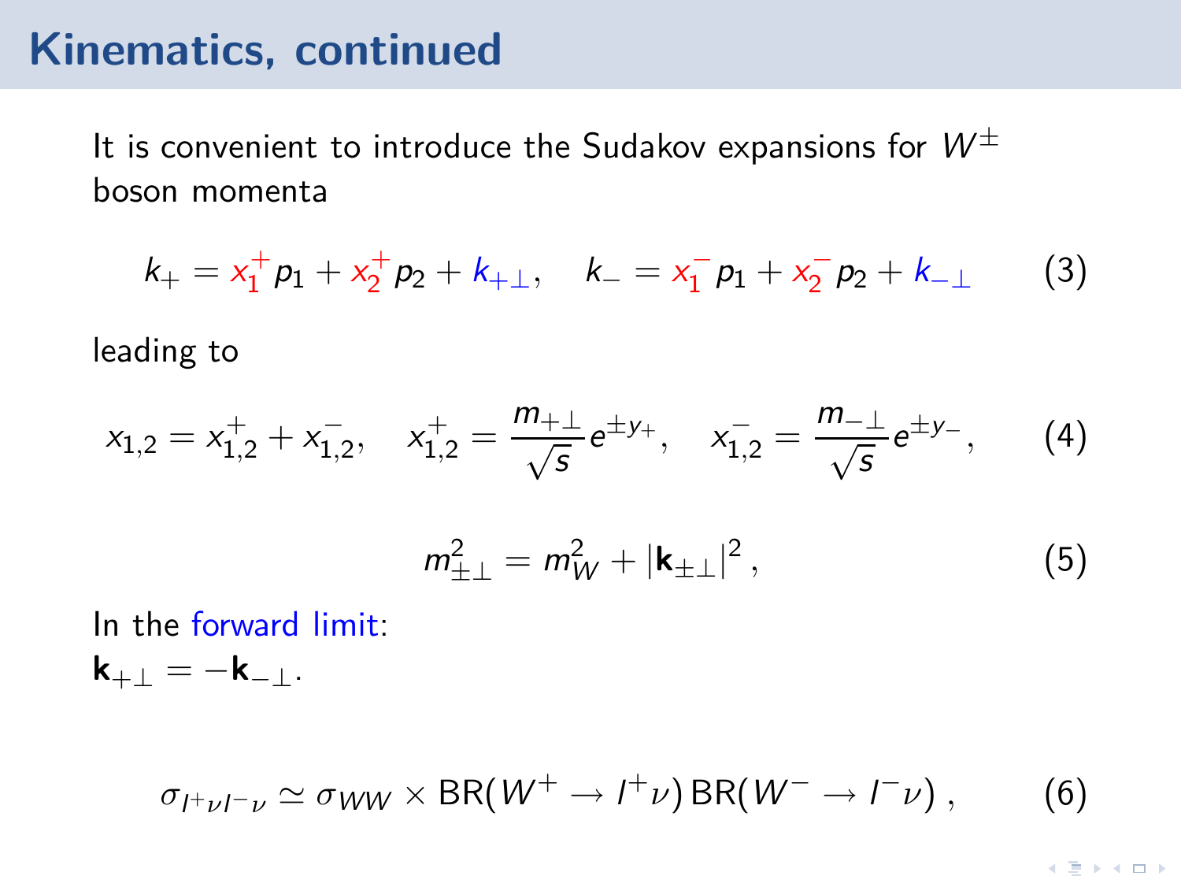# Kinematics, continued

It is convenient to introduce the Sudakov expansions for $W^{\pm}$ boson momenta

$$k_+ = x_1^+ p_1 + x_2^+ p_2 + k_{+\perp}, \quad k_- = x_1^- p_1 + x_2^- p_2 + k_{-\perp} \tag{3}$$

leading to

$$x_{1,2} = x_{1,2}^+ + x_{1,2}^-, \quad x_{1,2}^+ = \frac{m_{+\perp}}{\sqrt{s}} e^{\pm y_+}, \quad x_{1,2}^- = \frac{m_{-\perp}}{\sqrt{s}} e^{\pm y_-}, \tag{4}$$

$$m_{\pm\perp}^2 = m_W^2 + |\mathbf{k}_{\pm\perp}|^2 \,, \tag{5}$$

In the forward limit:
$\mathbf{k}_{+\perp} = -\mathbf{k}_{-\perp}$.

$$\sigma_{l^+\nu l^-\nu} \simeq \sigma_{WW} \times \mathrm{BR}(W^+ \to l^+\nu)\,\mathrm{BR}(W^- \to l^-\nu) \,, \tag{6}$$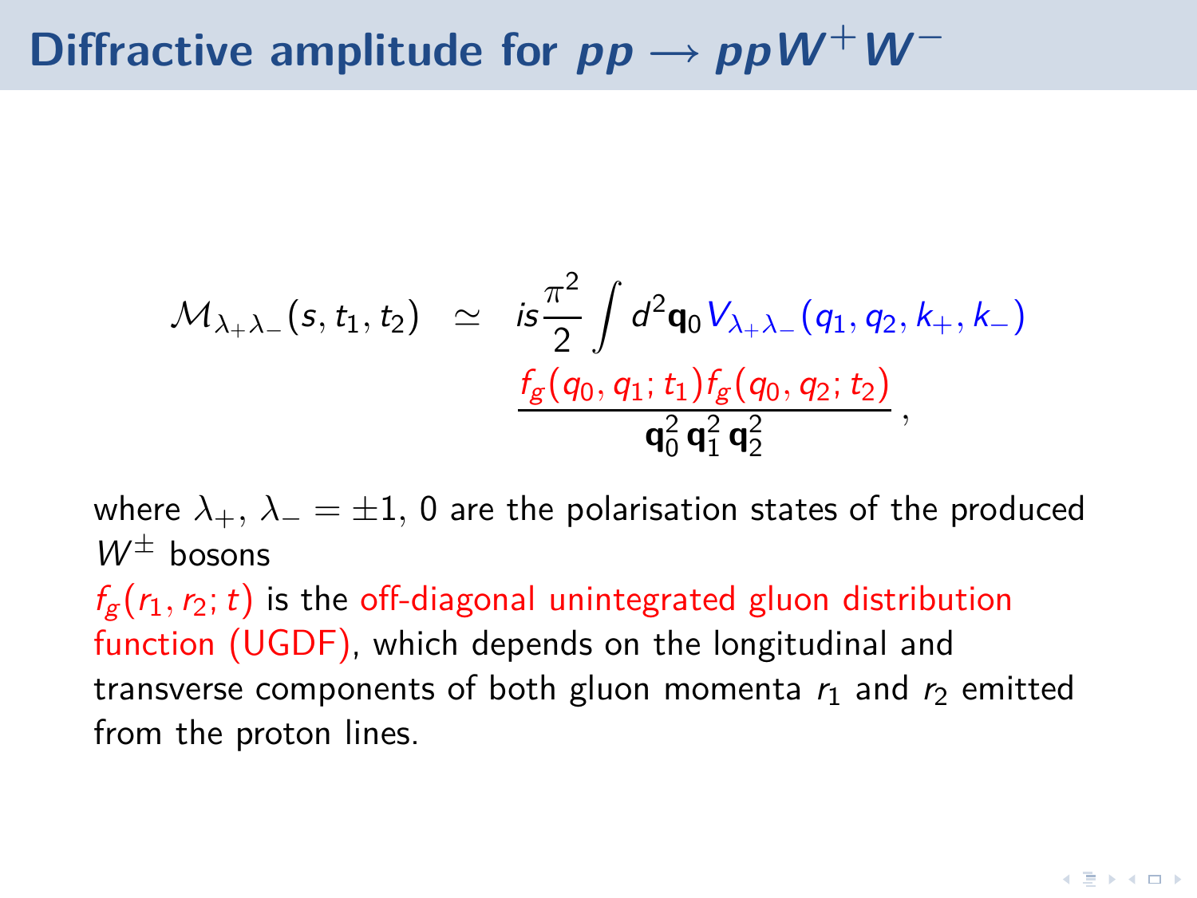# Diffractive amplitude for $pp \to ppW^+W^-$

$$
\mathcal{M}_{\lambda_+\lambda_-}(s,t_1,t_2) \simeq is\frac{\pi^2}{2}\int d^2\mathbf{q}_0\, V_{\lambda_+\lambda_-}(q_1,q_2,k_+,k_-)\,\frac{f_g(q_0,q_1;t_1)f_g(q_0,q_2;t_2)}{\mathbf{q}_0^2\,\mathbf{q}_1^2\,\mathbf{q}_2^2},
$$

where $\lambda_+,\, \lambda_- = \pm 1,\, 0$ are the polarisation states of the produced $W^\pm$ bosons

$f_g(r_1,r_2;t)$ is the off-diagonal unintegrated gluon distribution function (UGDF), which depends on the longitudinal and transverse components of both gluon momenta $r_1$ and $r_2$ emitted from the proton lines.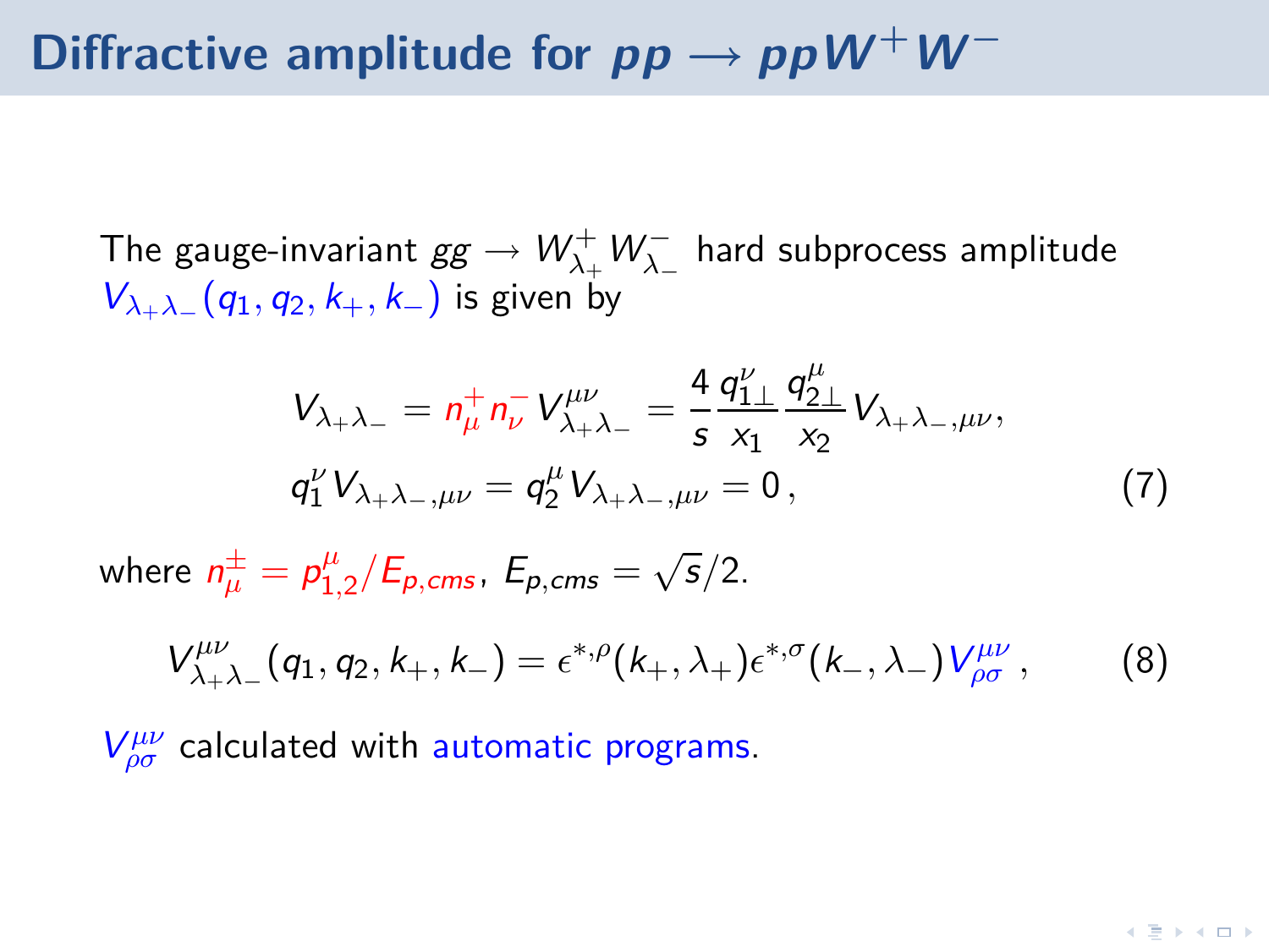# Diffractive amplitude for $pp \to ppW^+W^-$

The gauge-invariant $gg \to W^+_{\lambda_+} W^-_{\lambda_-}$ hard subprocess amplitude $V_{\lambda_+\lambda_-}(q_1, q_2, k_+, k_-)$ is given by

$$V_{\lambda_+\lambda_-} = n^+_\mu n^-_\nu V^{\mu\nu}_{\lambda_+\lambda_-} = \frac{4}{s} \frac{q^\nu_{1\perp}}{x_1} \frac{q^\mu_{2\perp}}{x_2} V_{\lambda_+\lambda_-,\mu\nu},$$
$$q^\nu_1 V_{\lambda_+\lambda_-,\mu\nu} = q^\mu_2 V_{\lambda_+\lambda_-,\mu\nu} = 0\,, \tag{7}$$

where $n^\pm_\mu = p^\mu_{1,2}/E_{p,cms}$, $E_{p,cms} = \sqrt{s}/2$.

$$V^{\mu\nu}_{\lambda_+\lambda_-}(q_1, q_2, k_+, k_-) = \epsilon^{*,\rho}(k_+, \lambda_+)\epsilon^{*,\sigma}(k_-, \lambda_-) V^{\mu\nu}_{\rho\sigma}\,, \tag{8}$$

$V^{\mu\nu}_{\rho\sigma}$ calculated with automatic programs.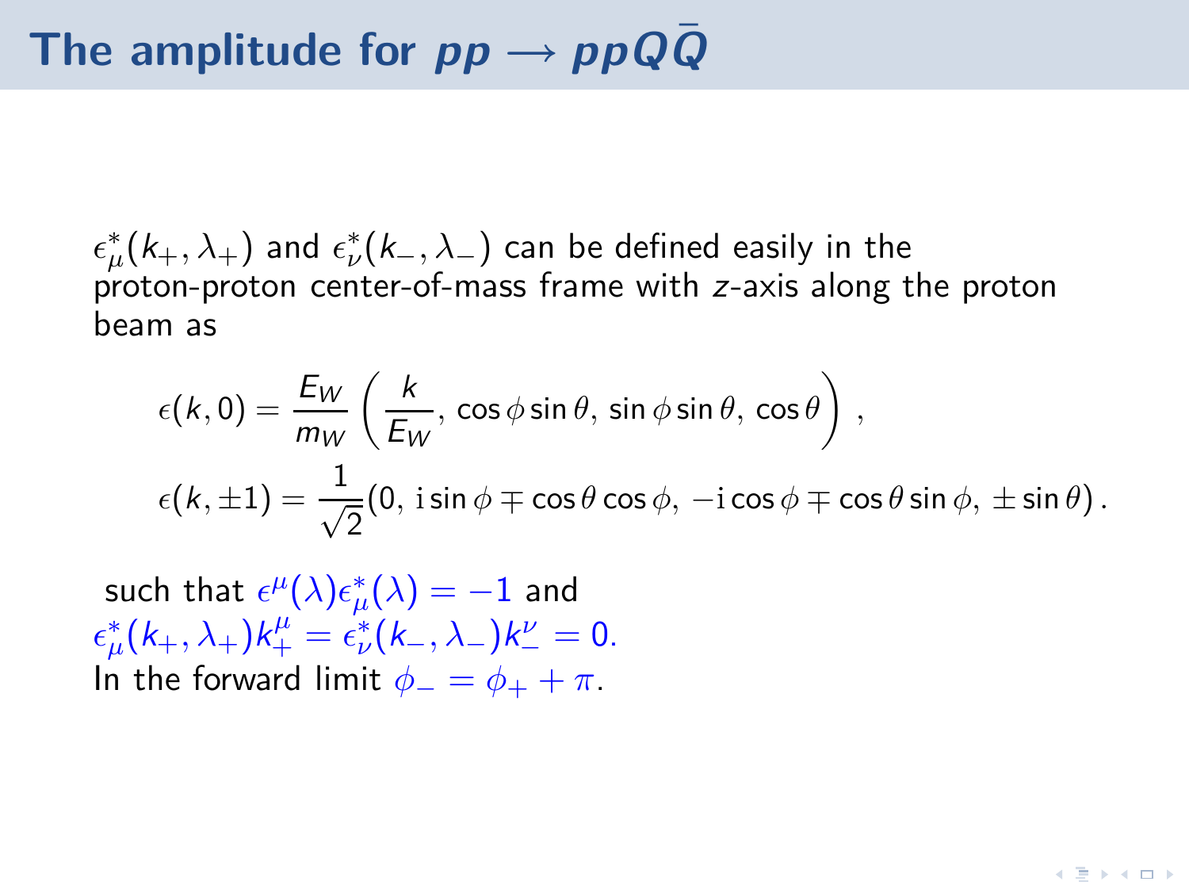# The amplitude for $pp \longrightarrow ppQ\bar{Q}$

$\epsilon^*_\mu(k_+, \lambda_+)$ and $\epsilon^*_\nu(k_-, \lambda_-)$ can be defined easily in the proton-proton center-of-mass frame with $z$-axis along the proton beam as

$$
\epsilon(k,0) = \frac{E_W}{m_W}\left(\frac{k}{E_W},\, \cos\phi\sin\theta,\, \sin\phi\sin\theta,\, \cos\theta\right)\,,
$$

$$
\epsilon(k,\pm 1) = \frac{1}{\sqrt{2}}(0,\, \mathrm{i}\sin\phi \mp \cos\theta\cos\phi,\, -\mathrm{i}\cos\phi \mp \cos\theta\sin\phi,\, \pm\sin\theta)\,.
$$

such that $\epsilon^\mu(\lambda)\epsilon^*_\mu(\lambda) = -1$ and $\epsilon^*_\mu(k_+, \lambda_+)k_+^\mu = \epsilon^*_\nu(k_-, \lambda_-)k_-^\nu = 0$.

In the forward limit $\phi_- = \phi_+ + \pi$.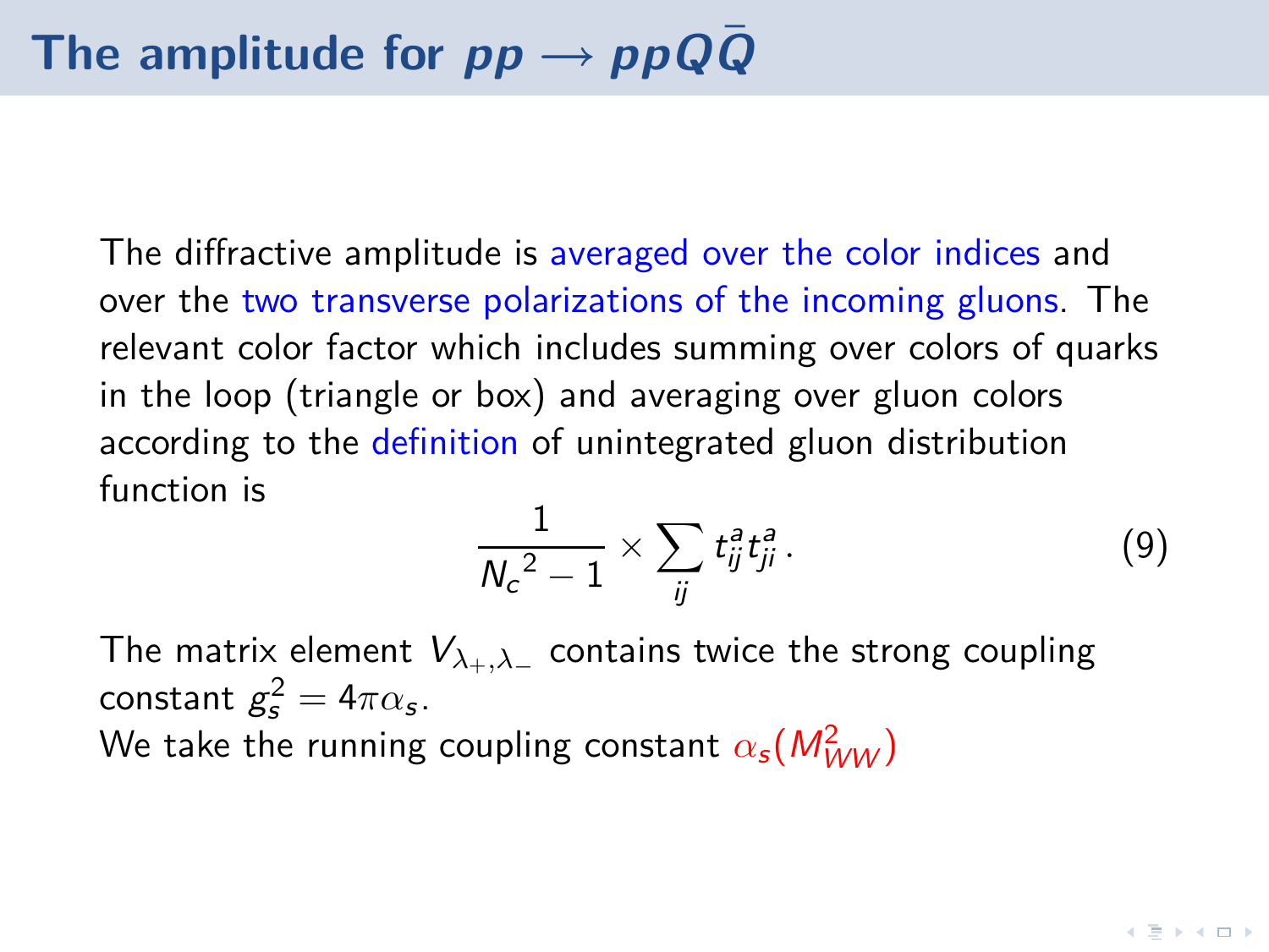# The amplitude for $pp \longrightarrow ppQ\bar{Q}$

The diffractive amplitude is averaged over the color indices and over the two transverse polarizations of the incoming gluons. The relevant color factor which includes summing over colors of quarks in the loop (triangle or box) and averaging over gluon colors according to the definition of unintegrated gluon distribution function is

$$\frac{1}{{N_c}^2 - 1} \times \sum_{ij} t^a_{ij} t^a_{ji} \,. \tag{9}$$

The matrix element $V_{\lambda_+,\lambda_-}$ contains twice the strong coupling constant $g_s^2 = 4\pi\alpha_s$.

We take the running coupling constant $\alpha_s(M^2_{WW})$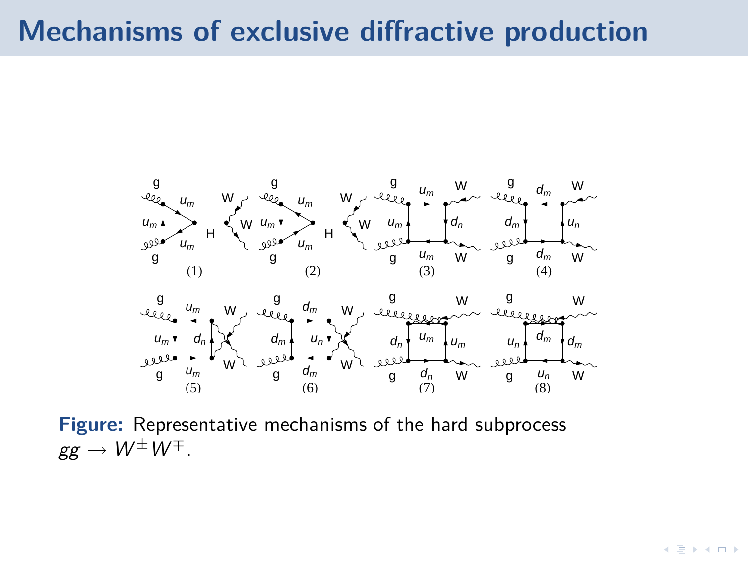# Mechanisms of exclusive diffractive production

**Figure:** Representative mechanisms of the hard subprocess $gg \to W^{\pm}W^{\mp}$.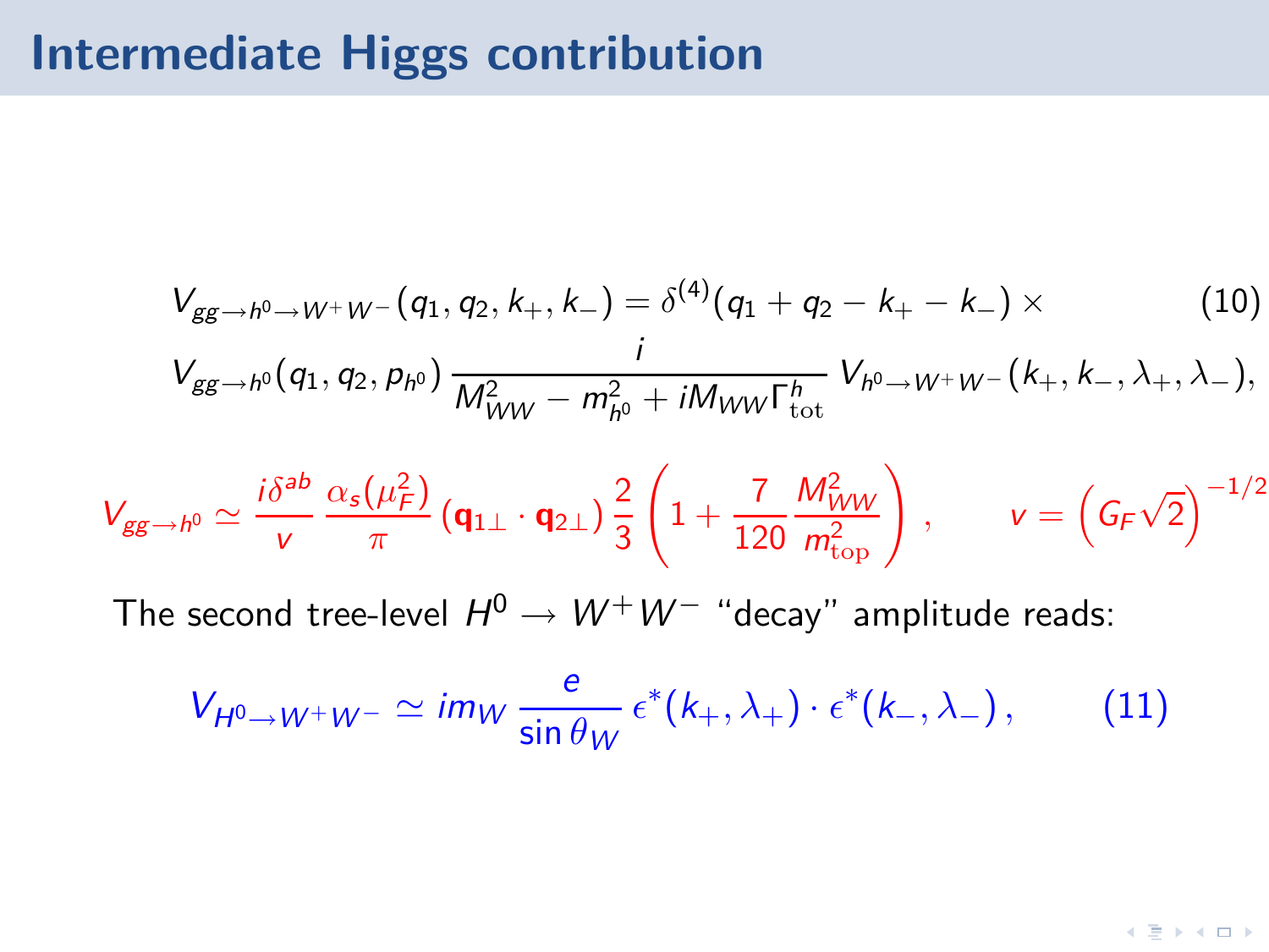# Intermediate Higgs contribution

$$
V_{gg\to h^0 \to W^+W^-}(q_1, q_2, k_+, k_-) = \delta^{(4)}(q_1 + q_2 - k_+ - k_-) \times \tag{10}
$$

$$
V_{gg\to h^0}(q_1, q_2, p_{h^0}) \, \frac{i}{M_{WW}^2 - m_{h^0}^2 + i M_{WW}\Gamma^h_{\rm tot}} \, V_{h^0 \to W^+W^-}(k_+, k_-, \lambda_+, \lambda_-),
$$

$$
V_{gg\to h^0} \simeq \frac{i\delta^{ab}}{v} \, \frac{\alpha_s(\mu_F^2)}{\pi} \, (\mathbf{q}_{1\perp} \cdot \mathbf{q}_{2\perp}) \, \frac{2}{3} \left( 1 + \frac{7}{120} \frac{M_{WW}^2}{m_{\rm top}^2} \right), \qquad v = \left( G_F \sqrt{2} \right)^{-1/2}
$$

The second tree-level $H^0 \to W^+W^-$ "decay" amplitude reads:

$$
V_{H^0 \to W^+W^-} \simeq i m_W \, \frac{e}{\sin\theta_W} \, \epsilon^*(k_+, \lambda_+) \cdot \epsilon^*(k_-, \lambda_-) \,, \tag{11}
$$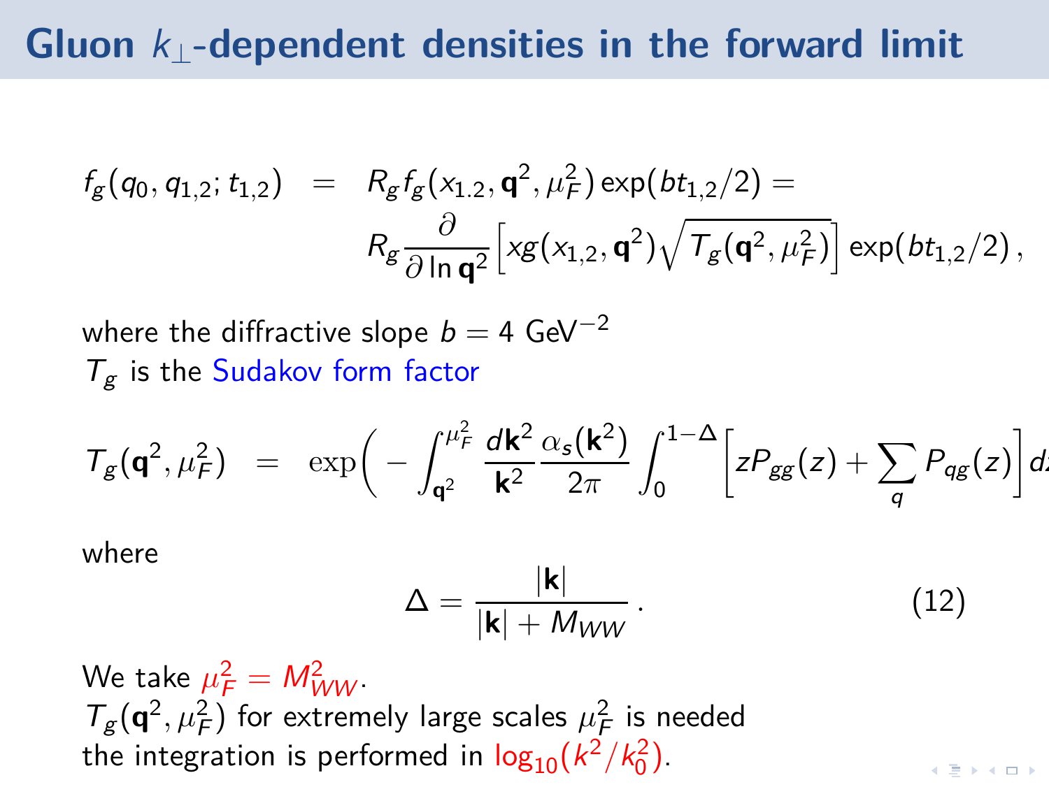# Gluon $k_\perp$-dependent densities in the forward limit

$$
\begin{aligned}
f_g(q_0, q_{1,2}; t_{1,2}) &= R_g f_g(x_{1.2}, \mathbf{q}^2, \mu_F^2) \exp(bt_{1,2}/2) = \\
& R_g \frac{\partial}{\partial \ln \mathbf{q}^2} \Big[ xg(x_{1,2}, \mathbf{q}^2) \sqrt{T_g(\mathbf{q}^2, \mu_F^2)} \Big] \exp(bt_{1,2}/2) \,,
\end{aligned}
$$

where the diffractive slope $b = 4$ GeV$^{-2}$
$T_g$ is the Sudakov form factor

$$
T_g(\mathbf{q}^2, \mu_F^2) = \exp\Big( - \int_{\mathbf{q}^2}^{\mu_F^2} \frac{d\mathbf{k}^2}{\mathbf{k}^2} \frac{\alpha_s(\mathbf{k}^2)}{2\pi} \int_0^{1-\Delta} \Big[ zP_{gg}(z) + \sum_q P_{qg}(z) \Big] dz
$$

where

$$
\Delta = \frac{|\mathbf{k}|}{|\mathbf{k}| + M_{WW}} \,. \tag{12}
$$

We take $\mu_F^2 = M_{WW}^2$.
$T_g(\mathbf{q}^2, \mu_F^2)$ for extremely large scales $\mu_F^2$ is needed
the integration is performed in $\log_{10}(k^2/k_0^2)$.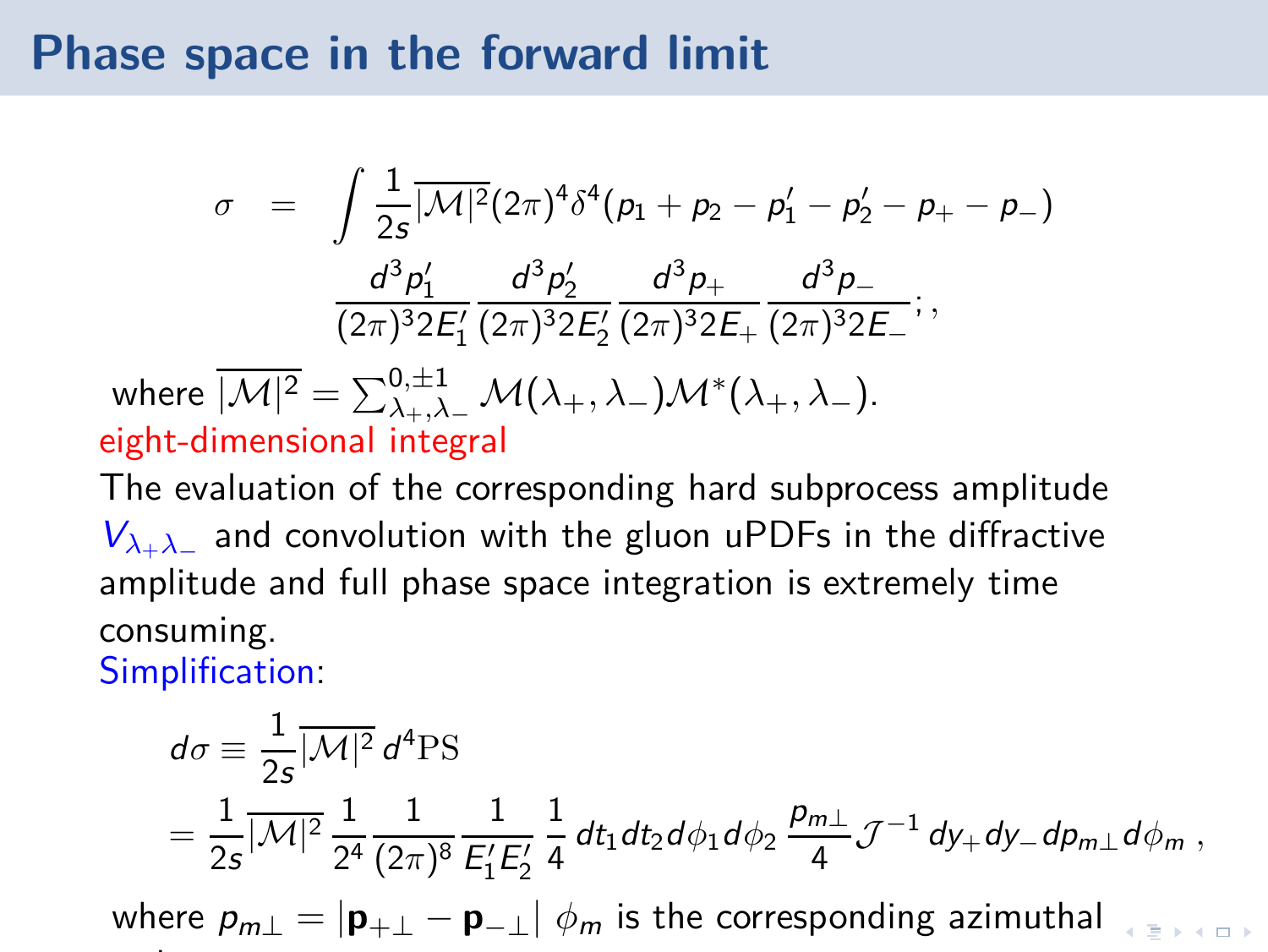# Phase space in the forward limit

$$\sigma = \int \frac{1}{2s} \overline{|\mathcal{M}|^2} (2\pi)^4 \delta^4(p_1 + p_2 - p_1' - p_2' - p_+ - p_-) \frac{d^3 p_1'}{(2\pi)^3 2E_1'} \frac{d^3 p_2'}{(2\pi)^3 2E_2'} \frac{d^3 p_+}{(2\pi)^3 2E_+} \frac{d^3 p_-}{(2\pi)^3 2E_-};,$$

where $\overline{|\mathcal{M}|^2} = \sum_{\lambda_+,\lambda_-}^{0,\pm 1} \mathcal{M}(\lambda_+,\lambda_-)\mathcal{M}^*(\lambda_+,\lambda_-)$.

eight-dimensional integral

The evaluation of the corresponding hard subprocess amplitude $V_{\lambda_+\lambda_-}$ and convolution with the gluon uPDFs in the diffractive amplitude and full phase space integration is extremely time consuming.

Simplification:

$$d\sigma \equiv \frac{1}{2s} \overline{|\mathcal{M}|^2}\, d^4\mathrm{PS}$$

$$= \frac{1}{2s} \overline{|\mathcal{M}|^2} \frac{1}{2^4} \frac{1}{(2\pi)^8} \frac{1}{E_1' E_2'} \frac{1}{4}\, dt_1 dt_2 d\phi_1 d\phi_2 \frac{p_{m\perp}}{4} \mathcal{J}^{-1}\, dy_+ dy_- dp_{m\perp} d\phi_m \,,$$

where $p_{m\perp} = |\mathbf{p}_{+\perp} - \mathbf{p}_{-\perp}|$ $\phi_m$ is the corresponding azimuthal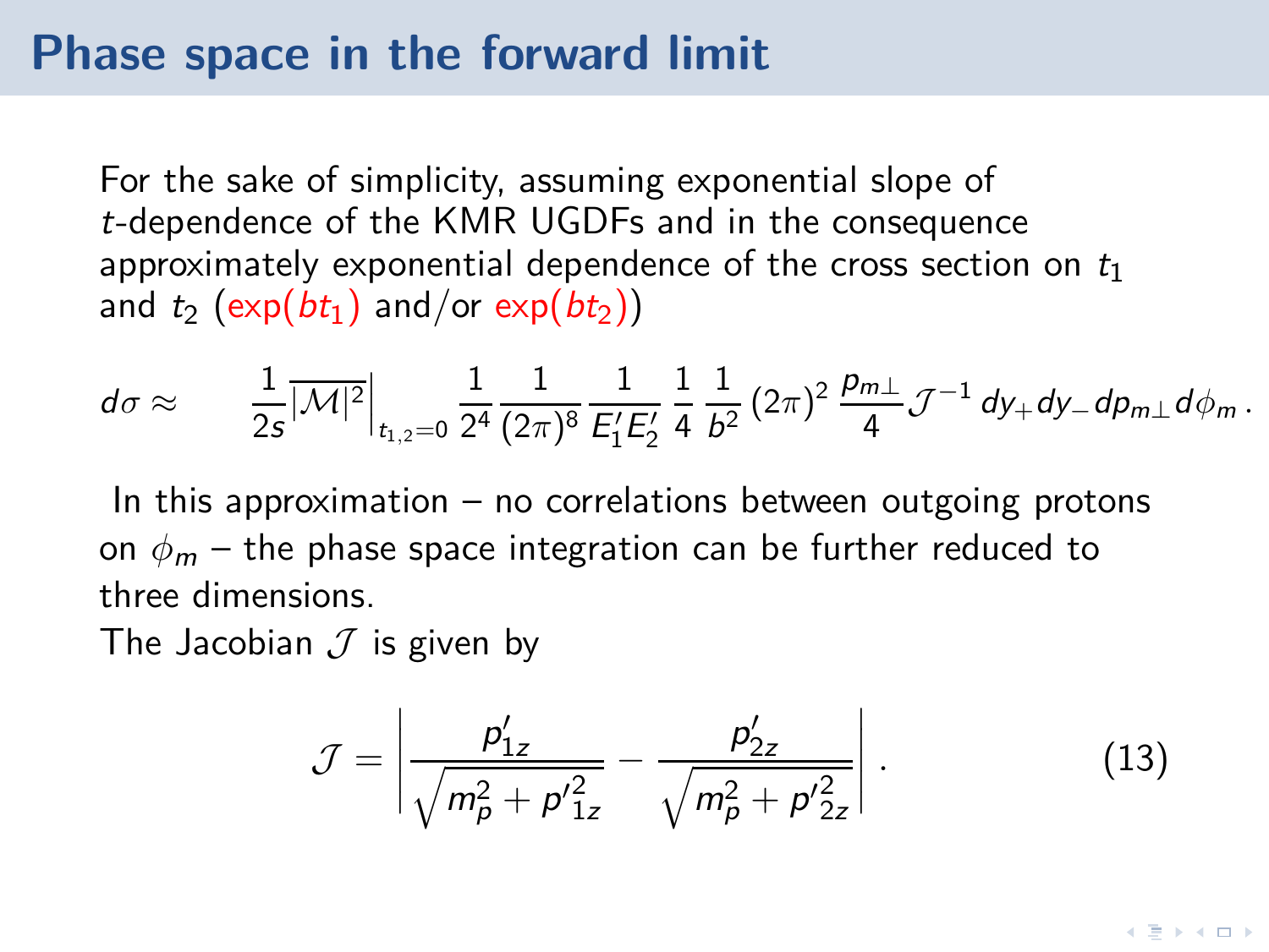# Phase space in the forward limit

For the sake of simplicity, assuming exponential slope of $t$-dependence of the KMR UGDFs and in the consequence approximately exponential dependence of the cross section on $t_1$ and $t_2$ ($\exp(bt_1)$ and/or $\exp(bt_2)$)

$$d\sigma \approx \qquad \frac{1}{2s}\overline{|\mathcal{M}|^2}\Big|_{t_{1,2}=0} \frac{1}{2^4}\frac{1}{(2\pi)^8}\frac{1}{E_1' E_2'}\frac{1}{4}\frac{1}{b^2}(2\pi)^2\frac{p_{m\perp}}{4}\mathcal{J}^{-1}\, dy_+ dy_- dp_{m\perp} d\phi_m \,.$$

In this approximation – no correlations between outgoing protons on $\phi_m$ – the phase space integration can be further reduced to three dimensions.

The Jacobian $\mathcal{J}$ is given by

$$\mathcal{J} = \left| \frac{p_{1z}'}{\sqrt{m_p^2 + p_{1z}'^2}} - \frac{p_{2z}'}{\sqrt{m_p^2 + p_{2z}'^2}} \right| . \qquad (13)$$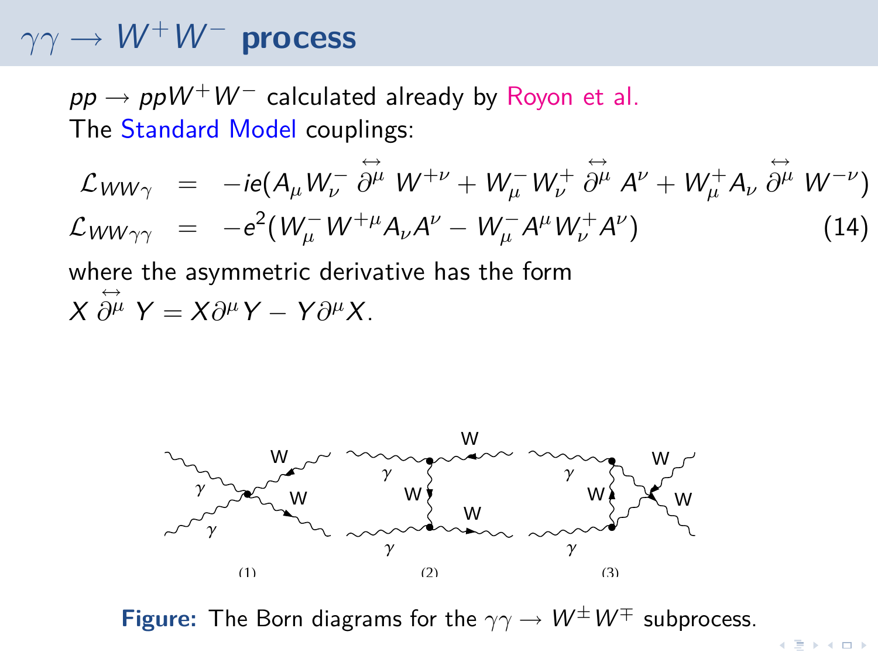# $\gamma\gamma \to W^+W^-$ process

$pp \to ppW^+W^-$ calculated already by Royon et al.
The Standard Model couplings:

$$
\begin{aligned}
\mathcal{L}_{WW\gamma} &= -ie(A_\mu W_\nu^- \overleftrightarrow{\partial^\mu} W^{+\nu} + W_\mu^- W_\nu^+ \overleftrightarrow{\partial^\mu} A^\nu + W_\mu^+ A_\nu \overleftrightarrow{\partial^\mu} W^{-\nu}) \\
\mathcal{L}_{WW\gamma\gamma} &= -e^2(W_\mu^- W^{+\mu} A_\nu A^\nu - W_\mu^- A^\mu W_\nu^+ A^\nu)
\end{aligned}
\tag{14}
$$

where the asymmetric derivative has the form
$X \overleftrightarrow{\partial^\mu} Y = X\partial^\mu Y - Y\partial^\mu X$.

**Figure:** The Born diagrams for the $\gamma\gamma \to W^\pm W^\mp$ subprocess.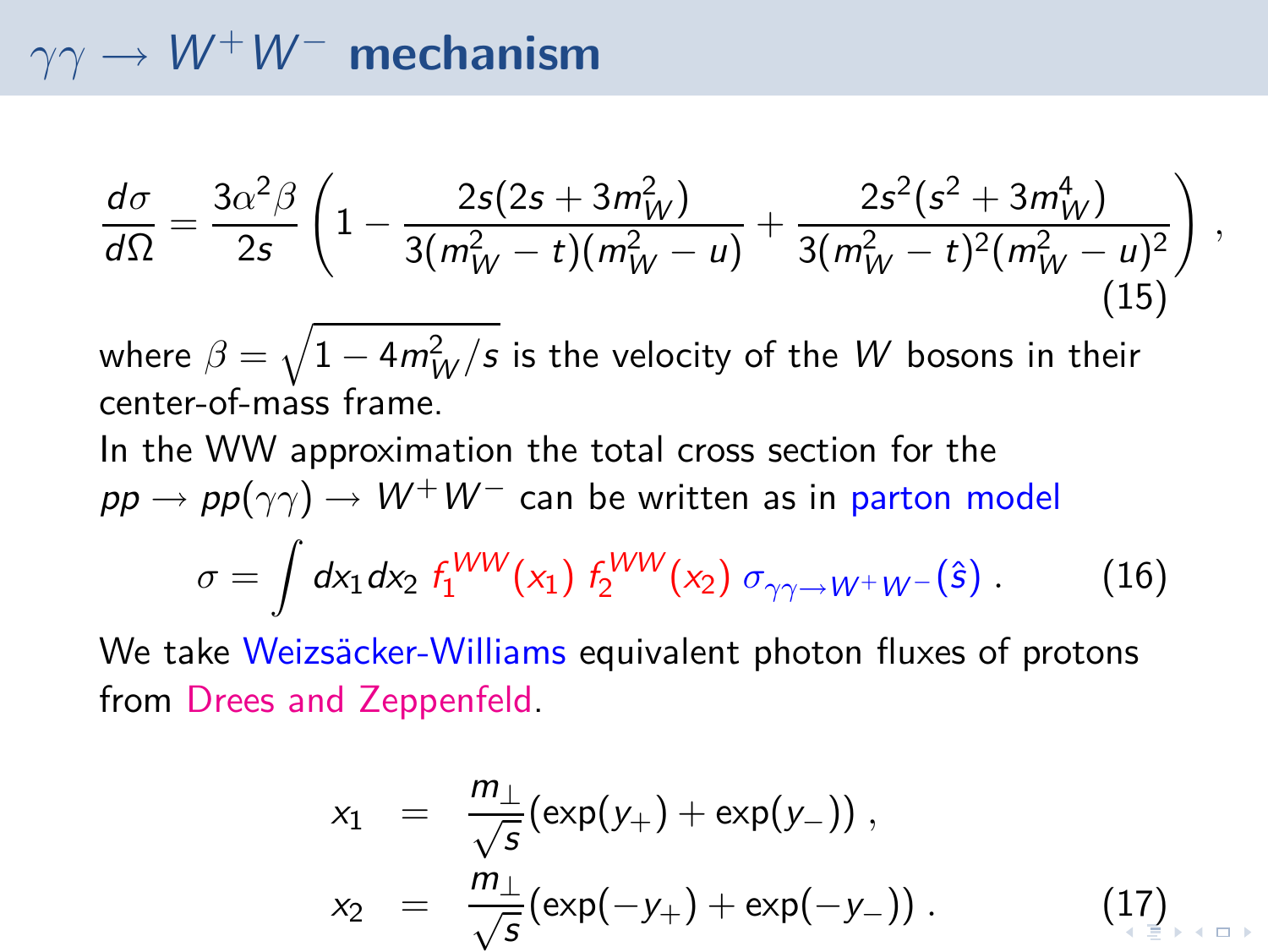# $\gamma\gamma \to W^+W^-$ mechanism

$$\frac{d\sigma}{d\Omega} = \frac{3\alpha^2\beta}{2s}\left(1 - \frac{2s(2s+3m_W^2)}{3(m_W^2-t)(m_W^2-u)} + \frac{2s^2(s^2+3m_W^4)}{3(m_W^2-t)^2(m_W^2-u)^2}\right) , \tag{15}$$

where $\beta = \sqrt{1-4m_W^2/s}$ is the velocity of the $W$ bosons in their center-of-mass frame.

In the WW approximation the total cross section for the $pp \to pp(\gamma\gamma) \to W^+W^-$ can be written as in parton model

$$\sigma = \int dx_1 dx_2 \, f_1^{WW}(x_1) \, f_2^{WW}(x_2) \, \sigma_{\gamma\gamma\to W^+W^-}(\hat{s}) \, . \tag{16}$$

We take Weizsäcker-Williams equivalent photon fluxes of protons from Drees and Zeppenfeld.

$$\begin{aligned} x_1 &= \frac{m_\perp}{\sqrt{s}}(\exp(y_+) + \exp(y_-)) \, , \\ x_2 &= \frac{m_\perp}{\sqrt{s}}(\exp(-y_+) + \exp(-y_-)) \, . \end{aligned} \tag{17}$$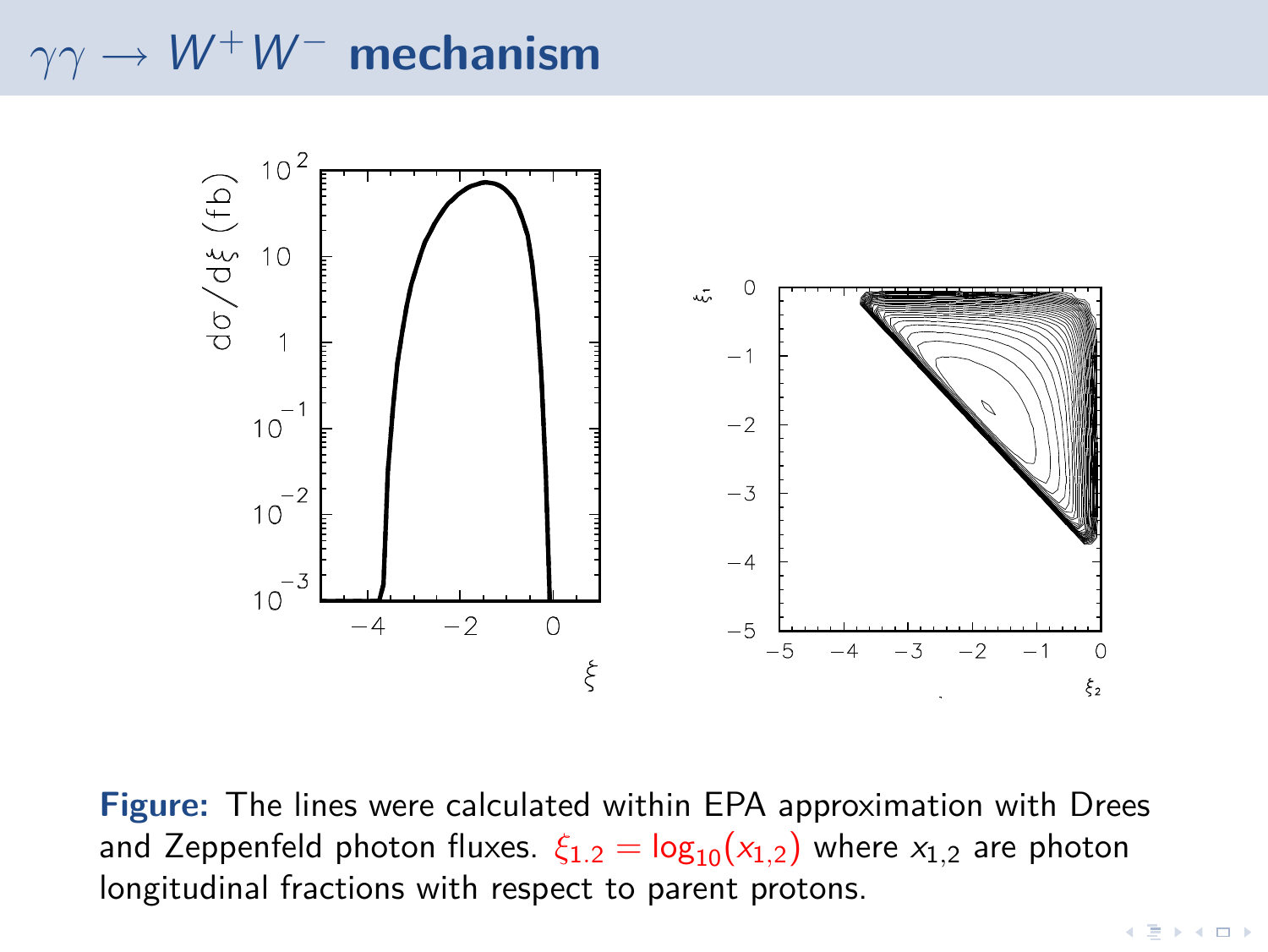# $\gamma\gamma \to W^+W^-$ mechanism

**Figure:** The lines were calculated within EPA approximation with Drees and Zeppenfeld photon fluxes. $\xi_{1.2} = \log_{10}(x_{1,2})$ where $x_{1,2}$ are photon longitudinal fractions with respect to parent protons.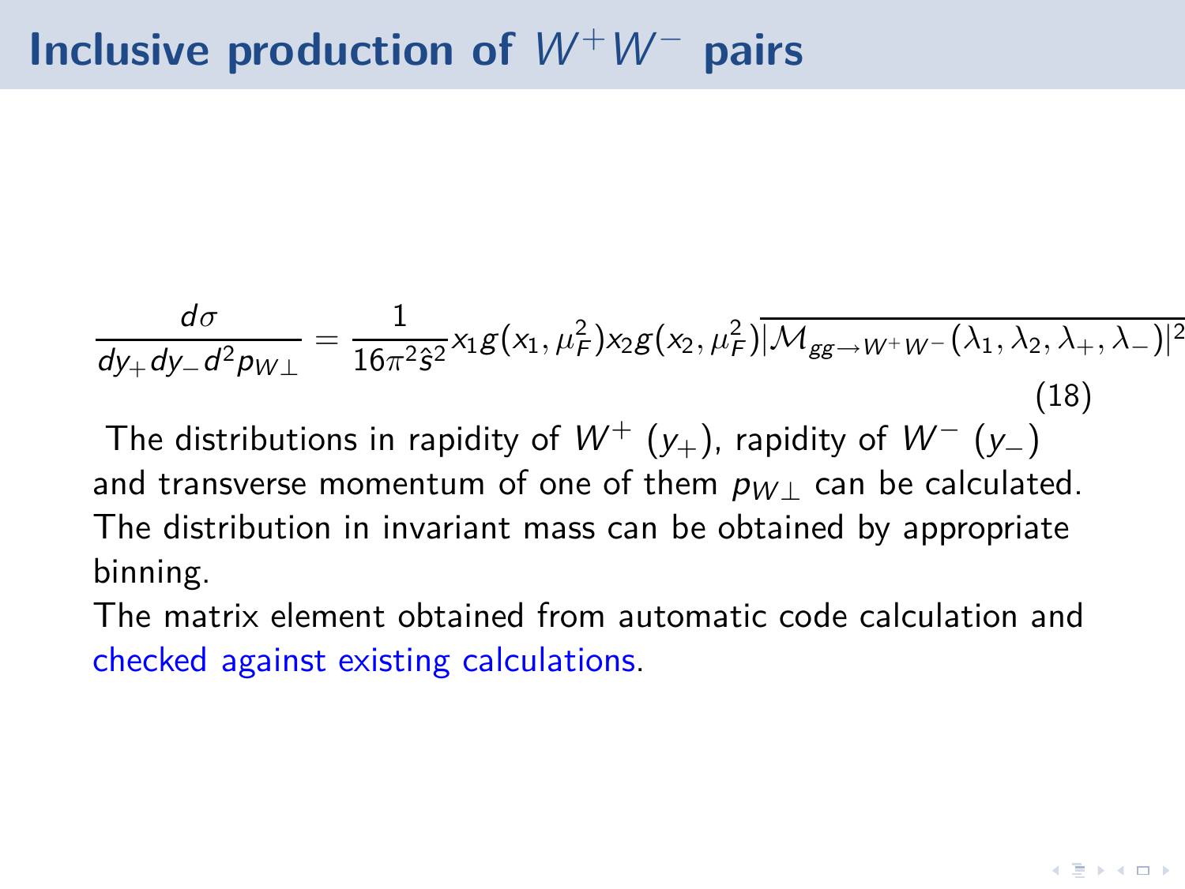# Inclusive production of $W^+W^-$ pairs

$$\frac{d\sigma}{dy_+ dy_- d^2p_{W\perp}} = \frac{1}{16\pi^2\hat{s}^2} x_1 g(x_1,\mu_F^2) x_2 g(x_2,\mu_F^2) \overline{|\mathcal{M}_{gg\to W^+W^-}(\lambda_1,\lambda_2,\lambda_+,\lambda_-)|^2} \tag{18}$$

The distributions in rapidity of $W^+$ ($y_+$), rapidity of $W^-$ ($y_-$) and transverse momentum of one of them $p_{W\perp}$ can be calculated. The distribution in invariant mass can be obtained by appropriate binning.

The matrix element obtained from automatic code calculation and checked against existing calculations.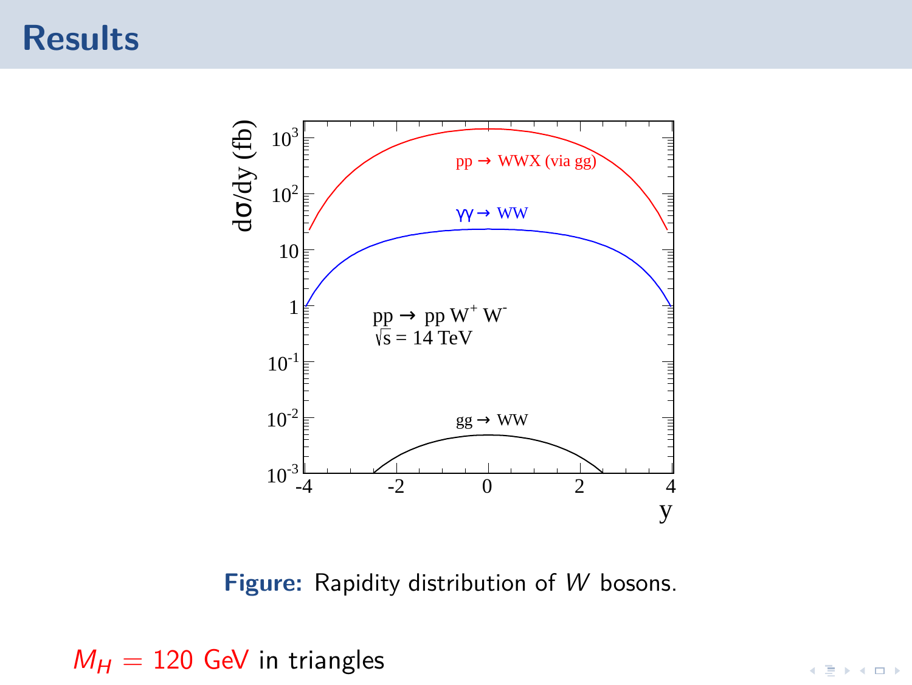# Results

Figure: Rapidity distribution of $W$ bosons.

$M_H = 120$ GeV in triangles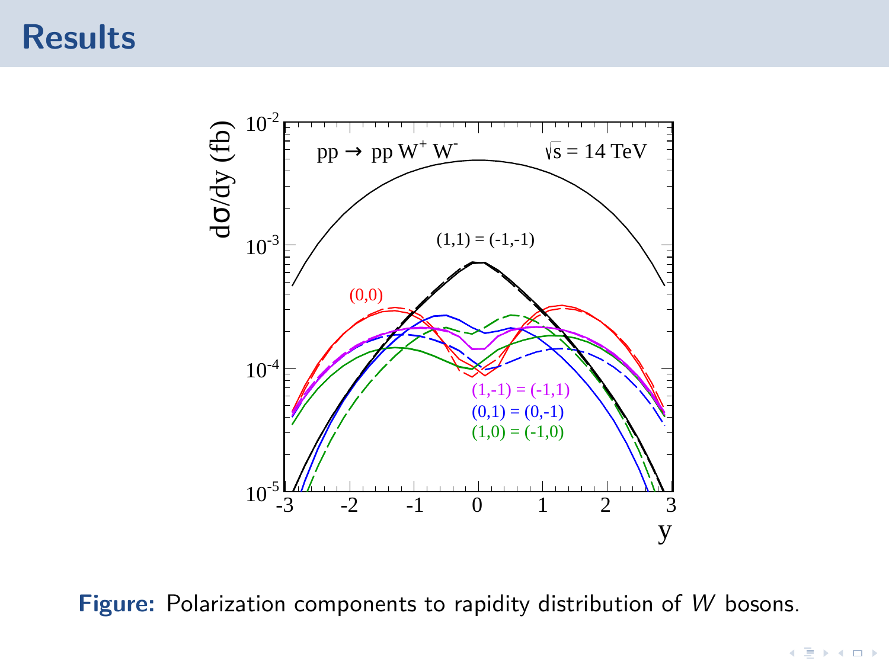# Results

**Figure:** Polarization components to rapidity distribution of $W$ bosons.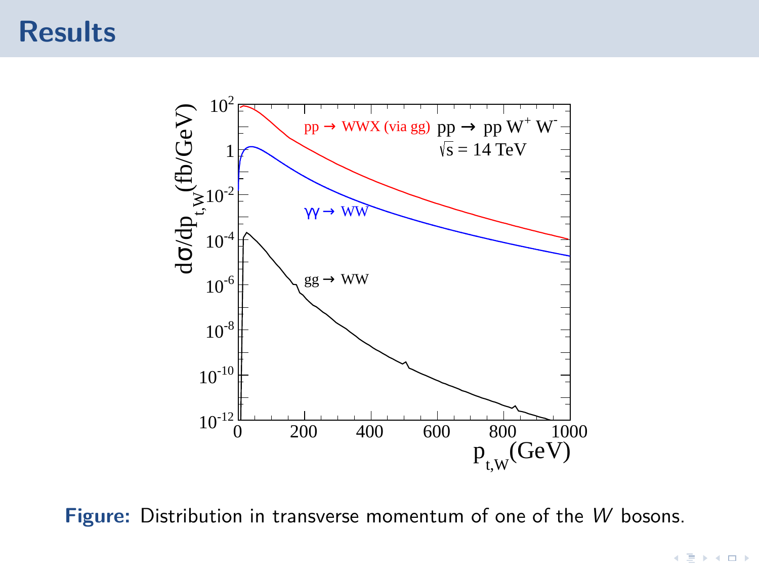# Results

**Figure:** Distribution in transverse momentum of one of the $W$ bosons.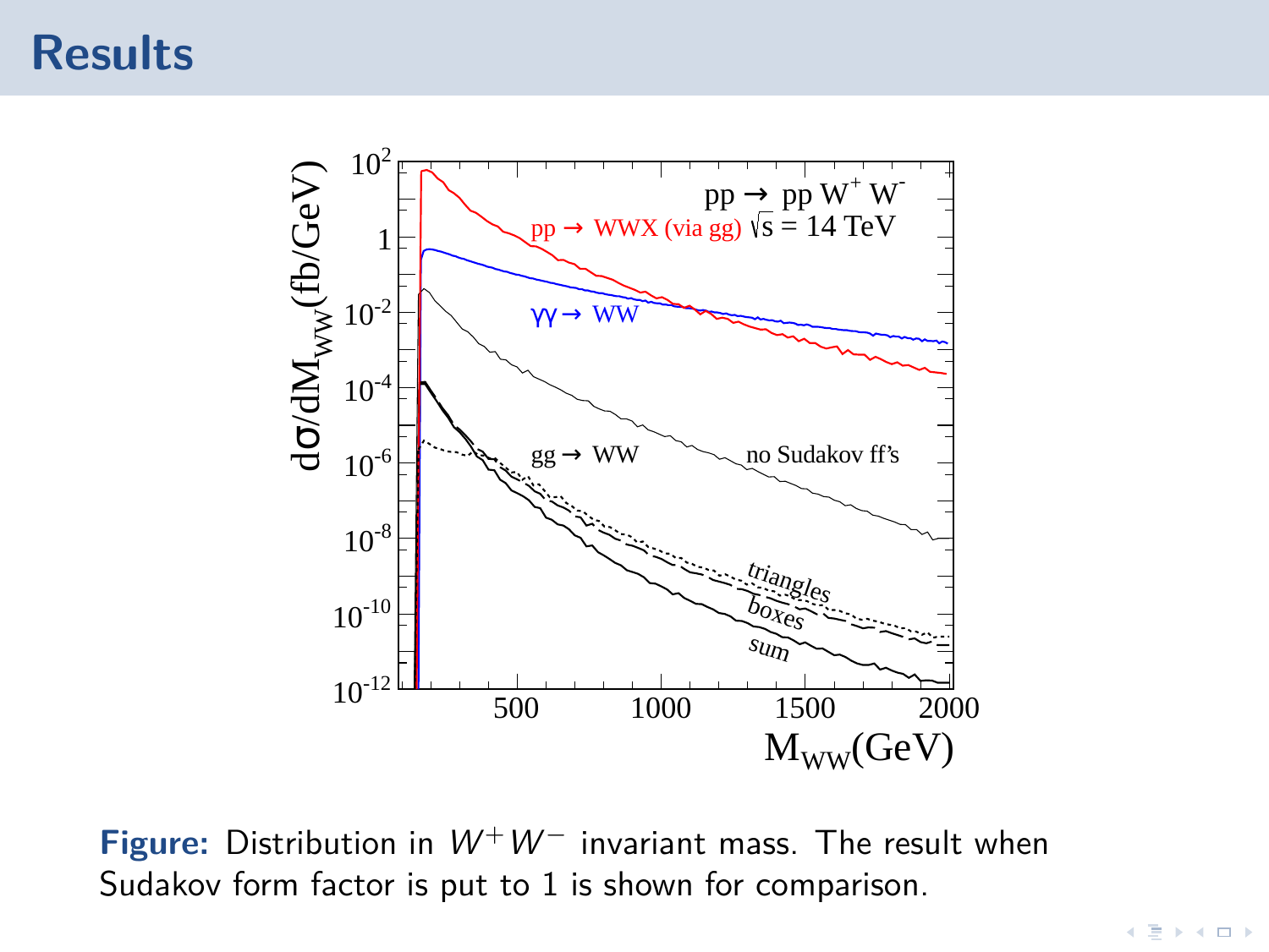# Results

**Figure:** Distribution in $W^+W^-$ invariant mass. The result when Sudakov form factor is put to 1 is shown for comparison.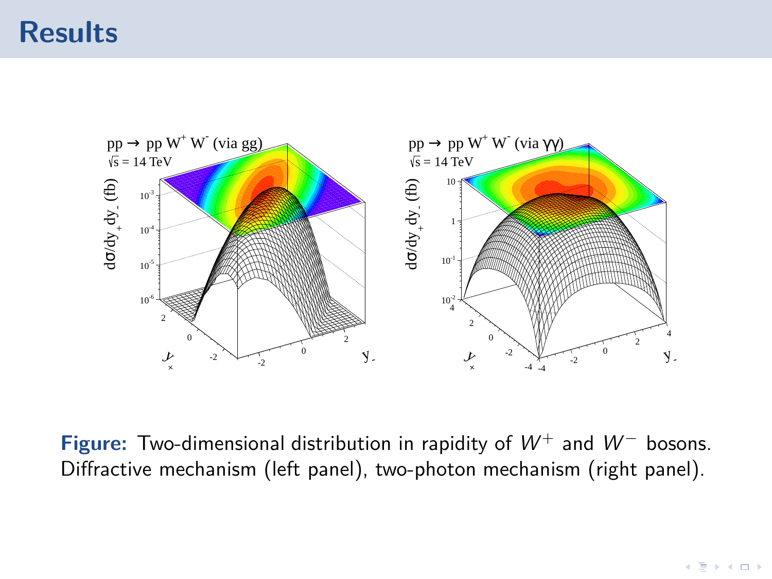# Results

**Figure:** Two-dimensional distribution in rapidity of $W^+$ and $W^-$ bosons. Diffractive mechanism (left panel), two-photon mechanism (right panel).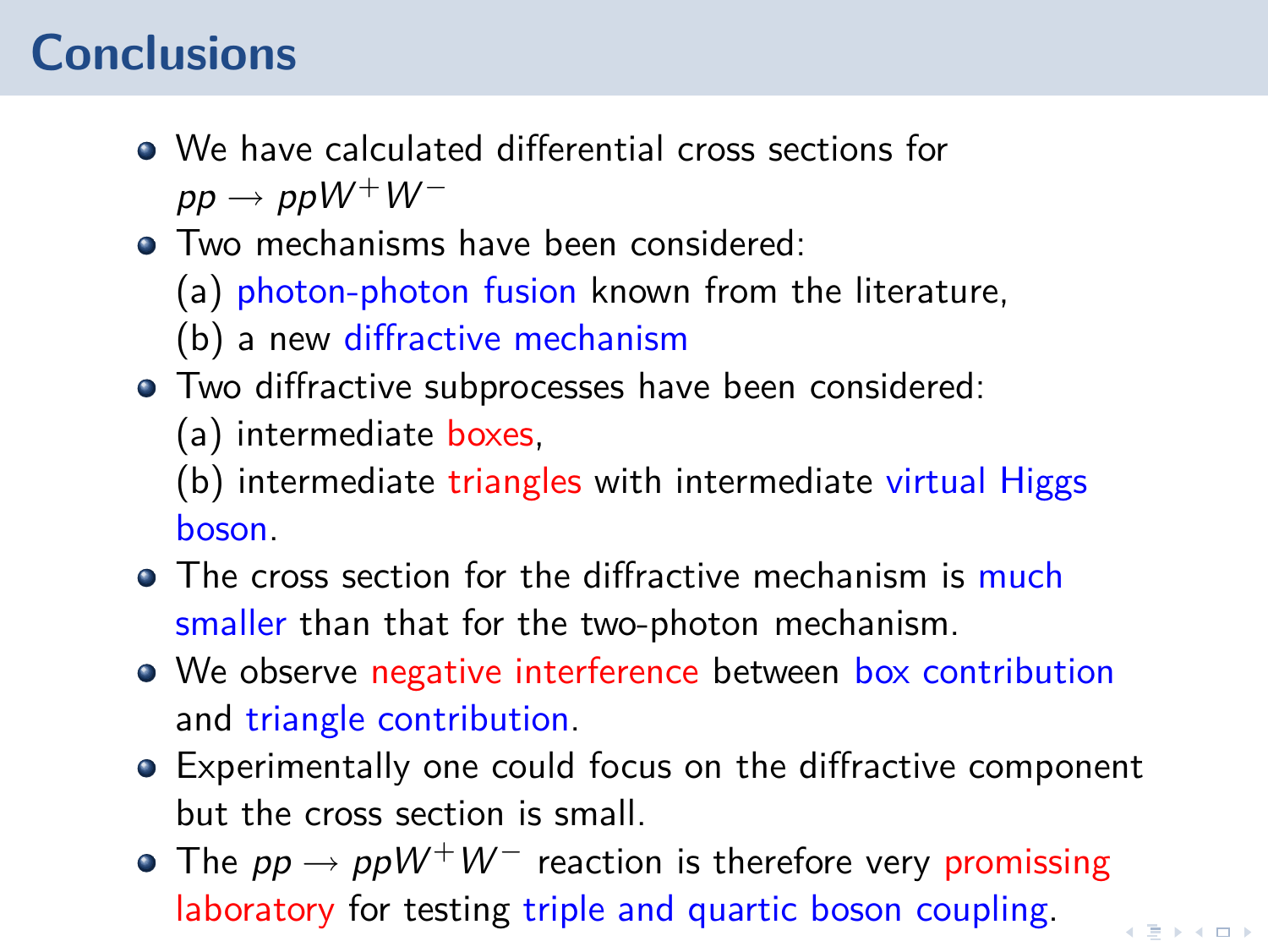# Conclusions

- We have calculated differential cross sections for $pp \to ppW^+W^-$
- Two mechanisms have been considered:
  (a) photon-photon fusion known from the literature,
  (b) a new diffractive mechanism
- Two diffractive subprocesses have been considered:
  (a) intermediate boxes,
  (b) intermediate triangles with intermediate virtual Higgs boson.
- The cross section for the diffractive mechanism is much smaller than that for the two-photon mechanism.
- We observe negative interference between box contribution and triangle contribution.
- Experimentally one could focus on the diffractive component but the cross section is small.
- The $pp \to ppW^+W^-$ reaction is therefore very promissing laboratory for testing triple and quartic boson coupling.